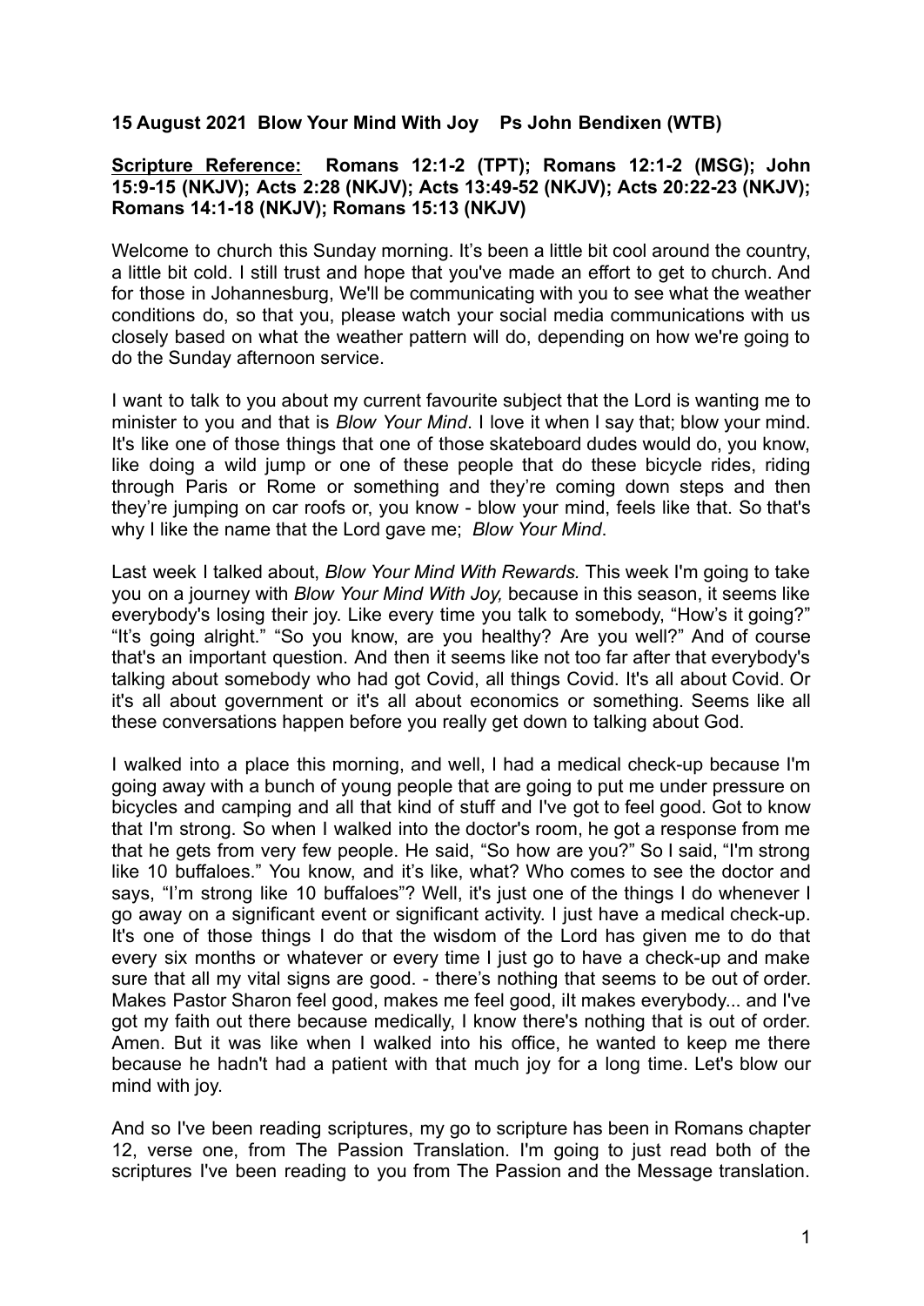**15 August 2021 Blow Your Mind With Joy Ps John Bendixen (WTB)**

**Scripture Reference:** **Romans 12:1-2 (TPT); Romans 12:1-2 (MSG); John 15:9-15 (NKJV); Acts 2:28 (NKJV); Acts 13:49-52 (NKJV); Acts 20:22-23 (NKJV); Romans 14:1-18 (NKJV); Romans 15:13 (NKJV)**

Welcome to church this Sunday morning. It's been a little bit cool around the country, a little bit cold. I still trust and hope that you've made an effort to get to church. And for those in Johannesburg, We'll be communicating with you to see what the weather conditions do, so that you, please watch your social media communications with us closely based on what the weather pattern will do, depending on how we're going to do the Sunday afternoon service.

I want to talk to you about my current favourite subject that the Lord is wanting me to minister to you and that is *Blow Your Mind*. I love it when I say that; blow your mind. It's like one of those things that one of those skateboard dudes would do, you know, like doing a wild jump or one of these people that do these bicycle rides, riding through Paris or Rome or something and they're coming down steps and then they're jumping on car roofs or, you know - blow your mind, feels like that. So that's why I like the name that the Lord gave me; *Blow Your Mind*.

Last week I talked about, *Blow Your Mind With Rewards.* This week I'm going to take you on a journey with *Blow Your Mind With Joy,* because in this season, it seems like everybody's losing their joy. Like every time you talk to somebody, "How's it going?" "It's going alright." "So you know, are you healthy? Are you well?" And of course that's an important question. And then it seems like not too far after that everybody's talking about somebody who had got Covid, all things Covid. It's all about Covid. Or it's all about government or it's all about economics or something. Seems like all these conversations happen before you really get down to talking about God.

I walked into a place this morning, and well, I had a medical check-up because I'm going away with a bunch of young people that are going to put me under pressure on bicycles and camping and all that kind of stuff and I've got to feel good. Got to know that I'm strong. So when I walked into the doctor's room, he got a response from me that he gets from very few people. He said, "So how are you?" So I said, "I'm strong like 10 buffaloes." You know, and it's like, what? Who comes to see the doctor and says, "I'm strong like 10 buffaloes"? Well, it's just one of the things I do whenever I go away on a significant event or significant activity. I just have a medical check-up. It's one of those things I do that the wisdom of the Lord has given me to do that every six months or whatever or every time I just go to have a check-up and make sure that all my vital signs are good. - there's nothing that seems to be out of order. Makes Pastor Sharon feel good, makes me feel good, iIt makes everybody... and I've got my faith out there because medically, I know there's nothing that is out of order. Amen. But it was like when I walked into his office, he wanted to keep me there because he hadn't had a patient with that much joy for a long time. Let's blow our mind with joy.

And so I've been reading scriptures, my go to scripture has been in Romans chapter 12, verse one, from The Passion Translation. I'm going to just read both of the scriptures I've been reading to you from The Passion and the Message translation.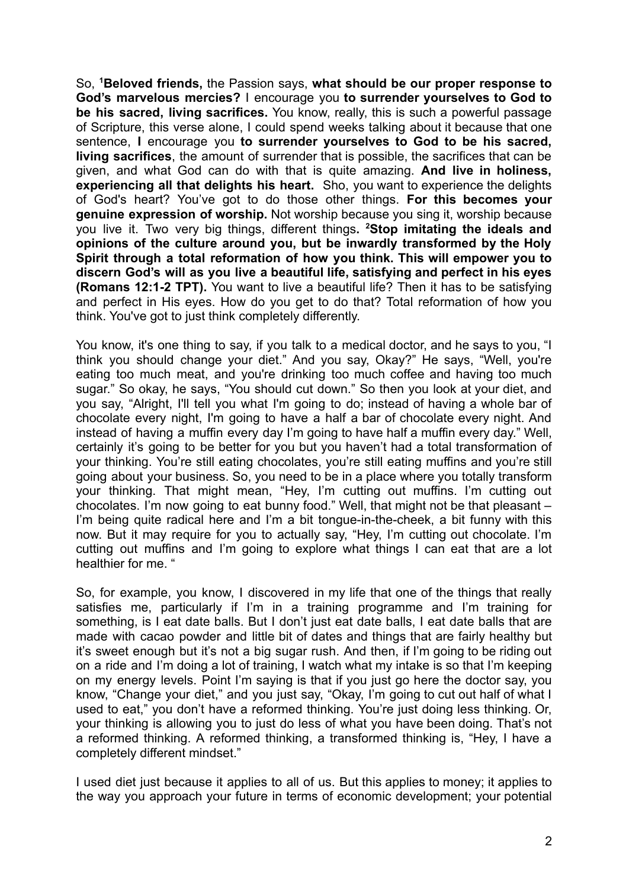So, [1]**Beloved friends,** the Passion says, **what should be our proper response to God's marvelous mercies?** I encourage you **to surrender yourselves to God to be his sacred, living sacrifices.** You know, really, this is such a powerful passage of Scripture, this verse alone, I could spend weeks talking about it because that one sentence, **I** encourage you **to surrender yourselves to God to be his sacred, living sacrifices**, the amount of surrender that is possible, the sacrifices that can be given, and what God can do with that is quite amazing. **And live in holiness, experiencing all that delights his heart.** Sho, you want to experience the delights of God's heart? You've got to do those other things. **For this becomes your genuine expression of worship.** Not worship because you sing it, worship because you live it. Two very big things, different things**.** [2]**Stop imitating the ideals and opinions of the culture around you, but be inwardly transformed by the Holy Spirit through a total reformation of how you think. This will empower you to discern God's will as you live a beautiful life, satisfying and perfect in his eyes (Romans 12:1-2 TPT).** You want to live a beautiful life? Then it has to be satisfying and perfect in His eyes. How do you get to do that? Total reformation of how you think. You've got to just think completely differently.

You know, it's one thing to say, if you talk to a medical doctor, and he says to you, "I think you should change your diet." And you say, Okay?" He says, "Well, you're eating too much meat, and you're drinking too much coffee and having too much sugar." So okay, he says, "You should cut down." So then you look at your diet, and you say, "Alright, I'll tell you what I'm going to do; instead of having a whole bar of chocolate every night, I'm going to have a half a bar of chocolate every night. And instead of having a muffin every day I'm going to have half a muffin every day." Well, certainly it's going to be better for you but you haven't had a total transformation of your thinking. You're still eating chocolates, you're still eating muffins and you're still going about your business. So, you need to be in a place where you totally transform your thinking. That might mean, "Hey, I'm cutting out muffins. I'm cutting out chocolates. I'm now going to eat bunny food." Well, that might not be that pleasant – I'm being quite radical here and I'm a bit tongue-in-the-cheek, a bit funny with this now. But it may require for you to actually say, "Hey, I'm cutting out chocolate. I'm cutting out muffins and I'm going to explore what things I can eat that are a lot healthier for me. "

So, for example, you know, I discovered in my life that one of the things that really satisfies me, particularly if I'm in a training programme and I'm training for something, is I eat date balls. But I don't just eat date balls, I eat date balls that are made with cacao powder and little bit of dates and things that are fairly healthy but it's sweet enough but it's not a big sugar rush. And then, if I'm going to be riding out on a ride and I'm doing a lot of training, I watch what my intake is so that I'm keeping on my energy levels. Point I'm saying is that if you just go here the doctor say, you know, "Change your diet," and you just say, "Okay, I'm going to cut out half of what I used to eat," you don't have a reformed thinking. You're just doing less thinking. Or, your thinking is allowing you to just do less of what you have been doing. That's not a reformed thinking. A reformed thinking, a transformed thinking is, "Hey, I have a completely different mindset."

I used diet just because it applies to all of us. But this applies to money; it applies to the way you approach your future in terms of economic development; your potential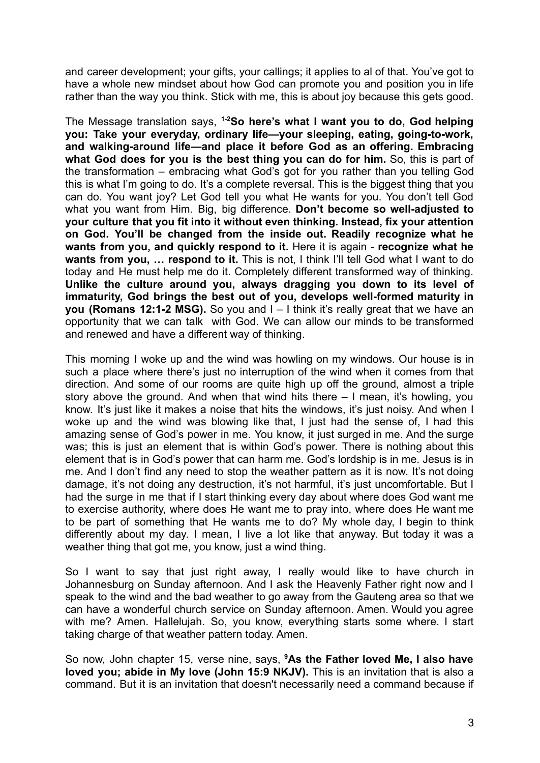and career development; your gifts, your callings; it applies to al of that. You've got to have a whole new mindset about how God can promote you and position you in life rather than the way you think. Stick with me, this is about joy because this gets good.

The Message translation says, [1-2]**So here's what I want you to do, God helping you: Take your everyday, ordinary life—your sleeping, eating, going-to-work, and walking-around life—and place it before God as an offering. Embracing what God does for you is the best thing you can do for him.** So, this is part of the transformation – embracing what God's got for you rather than you telling God this is what I'm going to do. It's a complete reversal. This is the biggest thing that you can do. You want joy? Let God tell you what He wants for you. You don't tell God what you want from Him. Big, big difference. **Don't become so well-adjusted to your culture that you fit into it without even thinking. Instead, fix your attention on God. You'll be changed from the inside out. Readily recognize what he wants from you, and quickly respond to it.** Here it is again - **recognize what he wants from you, … respond to it.** This is not, I think I'll tell God what I want to do today and He must help me do it. Completely different transformed way of thinking. **Unlike the culture around you, always dragging you down to its level of immaturity, God brings the best out of you, develops well-formed maturity in you (Romans 12:1-2 MSG).** So you and I – I think it's really great that we have an opportunity that we can talk with God. We can allow our minds to be transformed and renewed and have a different way of thinking.

This morning I woke up and the wind was howling on my windows. Our house is in such a place where there's just no interruption of the wind when it comes from that direction. And some of our rooms are quite high up off the ground, almost a triple story above the ground. And when that wind hits there – I mean, it's howling, you know. It's just like it makes a noise that hits the windows, it's just noisy. And when I woke up and the wind was blowing like that, I just had the sense of, I had this amazing sense of God's power in me. You know, it just surged in me. And the surge was; this is just an element that is within God's power. There is nothing about this element that is in God's power that can harm me. God's lordship is in me. Jesus is in me. And I don't find any need to stop the weather pattern as it is now. It's not doing damage, it's not doing any destruction, it's not harmful, it's just uncomfortable. But I had the surge in me that if I start thinking every day about where does God want me to exercise authority, where does He want me to pray into, where does He want me to be part of something that He wants me to do? My whole day, I begin to think differently about my day. I mean, I live a lot like that anyway. But today it was a weather thing that got me, you know, just a wind thing.

So I want to say that just right away, I really would like to have church in Johannesburg on Sunday afternoon. And I ask the Heavenly Father right now and I speak to the wind and the bad weather to go away from the Gauteng area so that we can have a wonderful church service on Sunday afternoon. Amen. Would you agree with me? Amen. Hallelujah. So, you know, everything starts some where. I start taking charge of that weather pattern today. Amen.

So now, John chapter 15, verse nine, says, [9]**As the Father loved Me, I also have loved you; abide in My love (John 15:9 NKJV).** This is an invitation that is also a command. But it is an invitation that doesn't necessarily need a command because if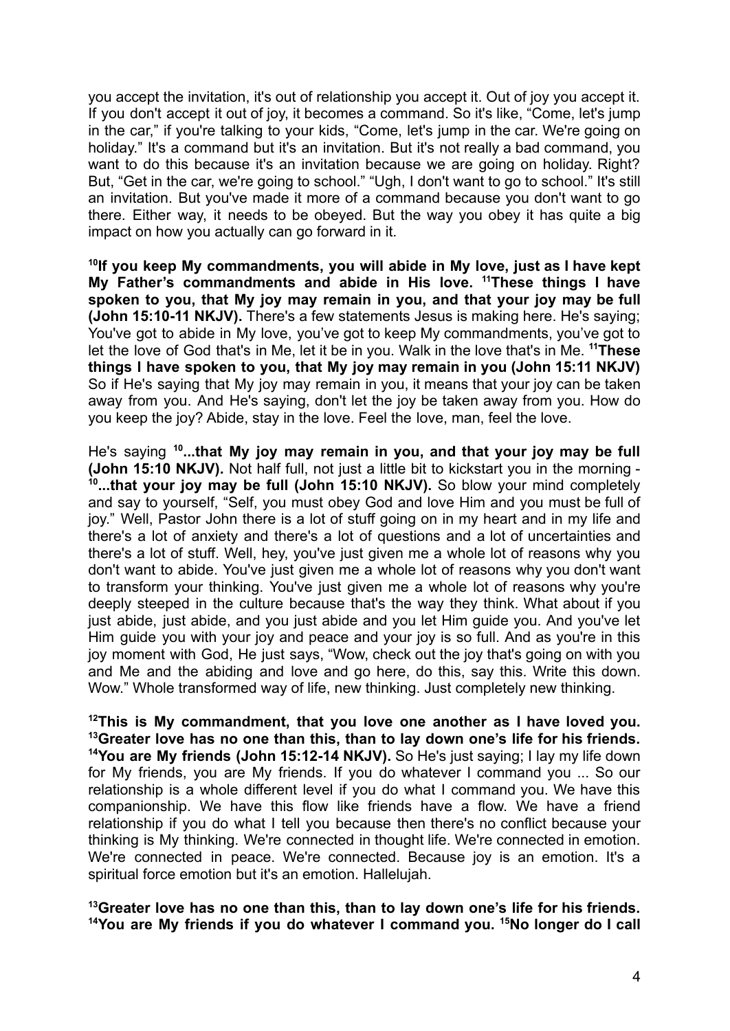you accept the invitation, it's out of relationship you accept it. Out of joy you accept it. If you don't accept it out of joy, it becomes a command. So it's like, "Come, let's jump in the car," if you're talking to your kids, "Come, let's jump in the car. We're going on holiday." It's a command but it's an invitation. But it's not really a bad command, you want to do this because it's an invitation because we are going on holiday. Right? But, "Get in the car, we're going to school." "Ugh, I don't want to go to school." It's still an invitation. But you've made it more of a command because you don't want to go there. Either way, it needs to be obeyed. But the way you obey it has quite a big impact on how you actually can go forward in it.

**[10]If you keep My commandments, you will abide in My love, just as I have kept My Father's commandments and abide in His love. [11]These things I have spoken to you, that My joy may remain in you, and that your joy may be full (John 15:10-11 NKJV).** There's a few statements Jesus is making here. He's saying; You've got to abide in My love, you've got to keep My commandments, you've got to let the love of God that's in Me, let it be in you. Walk in the love that's in Me. **[11]These things I have spoken to you, that My joy may remain in you (John 15:11 NKJV)** So if He's saying that My joy may remain in you, it means that your joy can be taken away from you. And He's saying, don't let the joy be taken away from you. How do you keep the joy? Abide, stay in the love. Feel the love, man, feel the love.

He's saying **[10]...that My joy may remain in you, and that your joy may be full (John 15:10 NKJV).** Not half full, not just a little bit to kickstart you in the morning - **[10]...that your joy may be full (John 15:10 NKJV).** So blow your mind completely and say to yourself, "Self, you must obey God and love Him and you must be full of joy." Well, Pastor John there is a lot of stuff going on in my heart and in my life and there's a lot of anxiety and there's a lot of questions and a lot of uncertainties and there's a lot of stuff. Well, hey, you've just given me a whole lot of reasons why you don't want to abide. You've just given me a whole lot of reasons why you don't want to transform your thinking. You've just given me a whole lot of reasons why you're deeply steeped in the culture because that's the way they think. What about if you just abide, just abide, and you just abide and you let Him guide you. And you've let Him guide you with your joy and peace and your joy is so full. And as you're in this joy moment with God, He just says, "Wow, check out the joy that's going on with you and Me and the abiding and love and go here, do this, say this. Write this down. Wow." Whole transformed way of life, new thinking. Just completely new thinking.

**[12]This is My commandment, that you love one another as I have loved you. [13]Greater love has no one than this, than to lay down one's life for his friends. [14]You are My friends (John 15:12-14 NKJV).** So He's just saying; I lay my life down for My friends, you are My friends. If you do whatever I command you ... So our relationship is a whole different level if you do what I command you. We have this companionship. We have this flow like friends have a flow. We have a friend relationship if you do what I tell you because then there's no conflict because your thinking is My thinking. We're connected in thought life. We're connected in emotion. We're connected in peace. We're connected. Because joy is an emotion. It's a spiritual force emotion but it's an emotion. Hallelujah.

**[13]Greater love has no one than this, than to lay down one's life for his friends. [14]You are My friends if you do whatever I command you. [15]No longer do I call**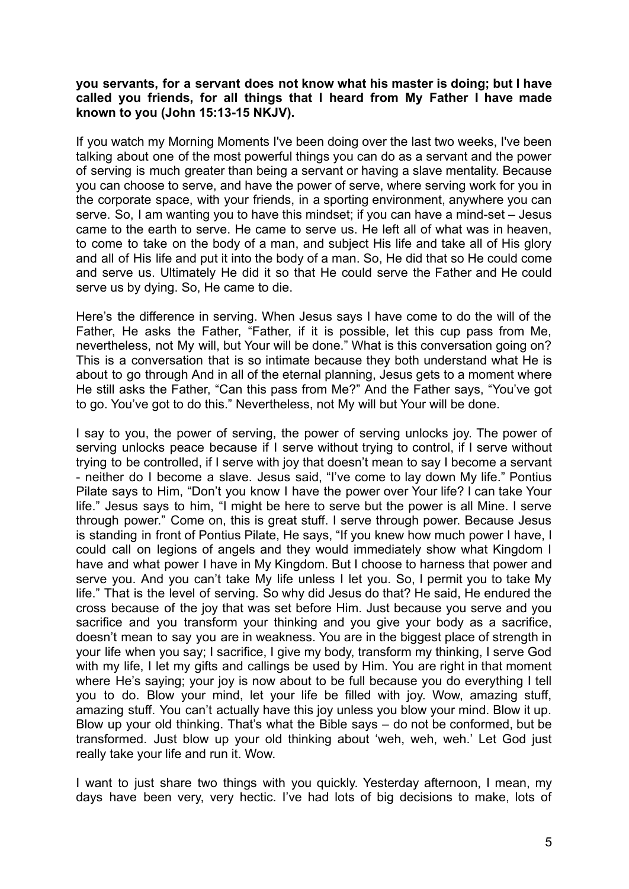**you servants, for a servant does not know what his master is doing; but I have called you friends, for all things that I heard from My Father I have made known to you (John 15:13-15 NKJV).**

If you watch my Morning Moments I've been doing over the last two weeks, I've been talking about one of the most powerful things you can do as a servant and the power of serving is much greater than being a servant or having a slave mentality. Because you can choose to serve, and have the power of serve, where serving work for you in the corporate space, with your friends, in a sporting environment, anywhere you can serve. So, I am wanting you to have this mindset; if you can have a mind-set – Jesus came to the earth to serve. He came to serve us. He left all of what was in heaven, to come to take on the body of a man, and subject His life and take all of His glory and all of His life and put it into the body of a man. So, He did that so He could come and serve us. Ultimately He did it so that He could serve the Father and He could serve us by dying. So, He came to die.

Here's the difference in serving. When Jesus says I have come to do the will of the Father, He asks the Father, "Father, if it is possible, let this cup pass from Me, nevertheless, not My will, but Your will be done." What is this conversation going on? This is a conversation that is so intimate because they both understand what He is about to go through And in all of the eternal planning, Jesus gets to a moment where He still asks the Father, "Can this pass from Me?" And the Father says, "You've got to go. You've got to do this." Nevertheless, not My will but Your will be done.

I say to you, the power of serving, the power of serving unlocks joy. The power of serving unlocks peace because if I serve without trying to control, if I serve without trying to be controlled, if I serve with joy that doesn't mean to say I become a servant - neither do I become a slave. Jesus said, "I've come to lay down My life." Pontius Pilate says to Him, "Don't you know I have the power over Your life? I can take Your life." Jesus says to him, "I might be here to serve but the power is all Mine. I serve through power." Come on, this is great stuff. I serve through power. Because Jesus is standing in front of Pontius Pilate, He says, "If you knew how much power I have, I could call on legions of angels and they would immediately show what Kingdom I have and what power I have in My Kingdom. But I choose to harness that power and serve you. And you can't take My life unless I let you. So, I permit you to take My life." That is the level of serving. So why did Jesus do that? He said, He endured the cross because of the joy that was set before Him. Just because you serve and you sacrifice and you transform your thinking and you give your body as a sacrifice, doesn't mean to say you are in weakness. You are in the biggest place of strength in your life when you say; I sacrifice, I give my body, transform my thinking, I serve God with my life, I let my gifts and callings be used by Him. You are right in that moment where He's saying; your joy is now about to be full because you do everything I tell you to do. Blow your mind, let your life be filled with joy. Wow, amazing stuff, amazing stuff. You can't actually have this joy unless you blow your mind. Blow it up. Blow up your old thinking. That's what the Bible says – do not be conformed, but be transformed. Just blow up your old thinking about 'weh, weh, weh.' Let God just really take your life and run it. Wow.

I want to just share two things with you quickly. Yesterday afternoon, I mean, my days have been very, very hectic. I've had lots of big decisions to make, lots of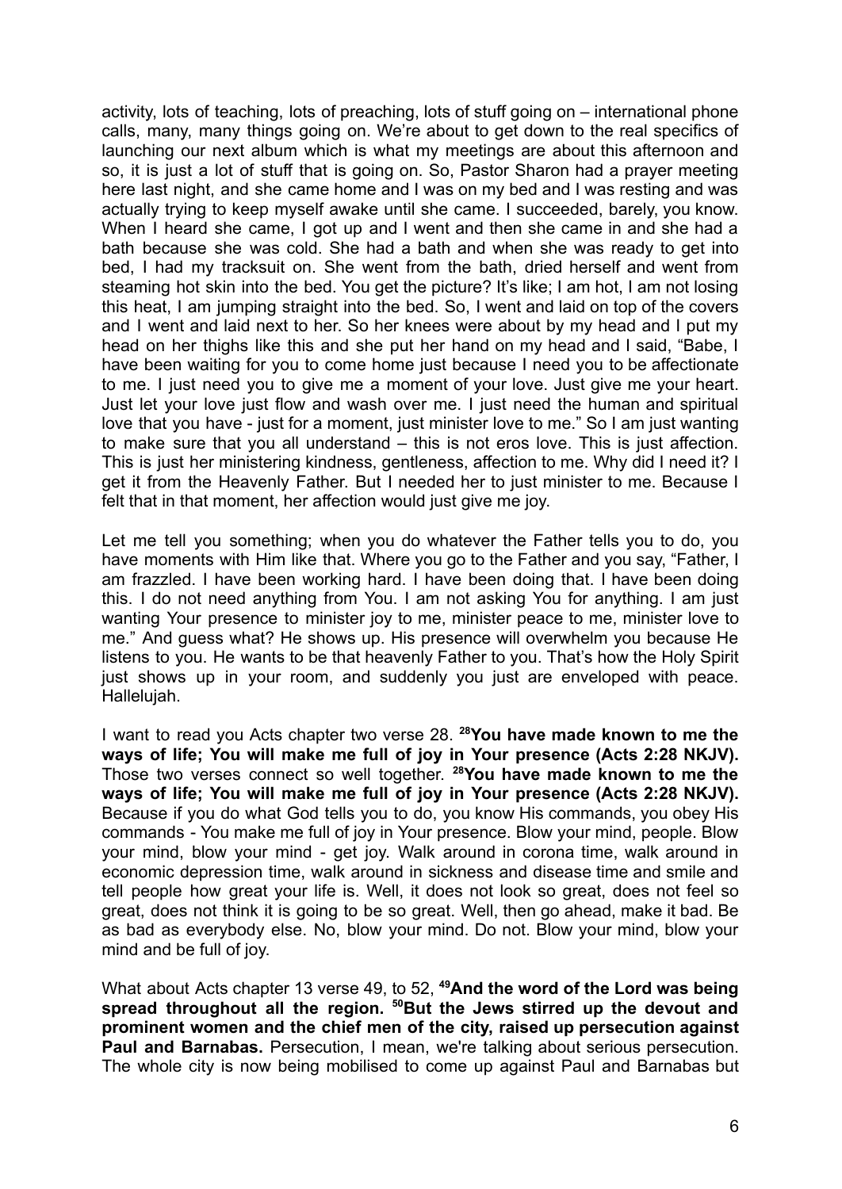activity, lots of teaching, lots of preaching, lots of stuff going on – international phone calls, many, many things going on. We're about to get down to the real specifics of launching our next album which is what my meetings are about this afternoon and so, it is just a lot of stuff that is going on. So, Pastor Sharon had a prayer meeting here last night, and she came home and I was on my bed and I was resting and was actually trying to keep myself awake until she came. I succeeded, barely, you know. When I heard she came, I got up and I went and then she came in and she had a bath because she was cold. She had a bath and when she was ready to get into bed, I had my tracksuit on. She went from the bath, dried herself and went from steaming hot skin into the bed. You get the picture? It's like; I am hot, I am not losing this heat, I am jumping straight into the bed. So, I went and laid on top of the covers and I went and laid next to her. So her knees were about by my head and I put my head on her thighs like this and she put her hand on my head and I said, "Babe, I have been waiting for you to come home just because I need you to be affectionate to me. I just need you to give me a moment of your love. Just give me your heart. Just let your love just flow and wash over me. I just need the human and spiritual love that you have - just for a moment, just minister love to me." So I am just wanting to make sure that you all understand – this is not eros love. This is just affection. This is just her ministering kindness, gentleness, affection to me. Why did I need it? I get it from the Heavenly Father. But I needed her to just minister to me. Because I felt that in that moment, her affection would just give me joy.

Let me tell you something; when you do whatever the Father tells you to do, you have moments with Him like that. Where you go to the Father and you say, "Father, I am frazzled. I have been working hard. I have been doing that. I have been doing this. I do not need anything from You. I am not asking You for anything. I am just wanting Your presence to minister joy to me, minister peace to me, minister love to me." And guess what? He shows up. His presence will overwhelm you because He listens to you. He wants to be that heavenly Father to you. That's how the Holy Spirit just shows up in your room, and suddenly you just are enveloped with peace. Hallelujah.

I want to read you Acts chapter two verse 28. **[28]You have made known to me the ways of life; You will make me full of joy in Your presence (Acts 2:28 NKJV).** Those two verses connect so well together. **[28]You have made known to me the ways of life; You will make me full of joy in Your presence (Acts 2:28 NKJV).** Because if you do what God tells you to do, you know His commands, you obey His commands - You make me full of joy in Your presence. Blow your mind, people. Blow your mind, blow your mind - get joy. Walk around in corona time, walk around in economic depression time, walk around in sickness and disease time and smile and tell people how great your life is. Well, it does not look so great, does not feel so great, does not think it is going to be so great. Well, then go ahead, make it bad. Be as bad as everybody else. No, blow your mind. Do not. Blow your mind, blow your mind and be full of joy.

What about Acts chapter 13 verse 49, to 52, **[49]And the word of the Lord was being spread throughout all the region. [50]But the Jews stirred up the devout and prominent women and the chief men of the city, raised up persecution against Paul and Barnabas.** Persecution, I mean, we're talking about serious persecution. The whole city is now being mobilised to come up against Paul and Barnabas but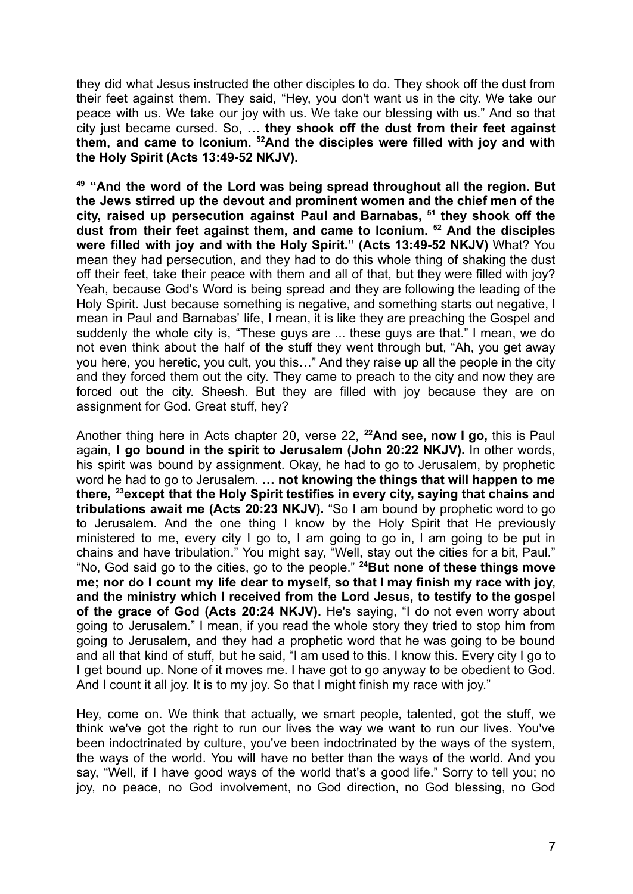they did what Jesus instructed the other disciples to do. They shook off the dust from their feet against them. They said, "Hey, you don't want us in the city. We take our peace with us. We take our joy with us. We take our blessing with us." And so that city just became cursed. So, **… they shook off the dust from their feet against them, and came to Iconium. [52]And the disciples were filled with joy and with the Holy Spirit (Acts 13:49-52 NKJV).**

**[49] "And the word of the Lord was being spread throughout all the region. But the Jews stirred up the devout and prominent women and the chief men of the city, raised up persecution against Paul and Barnabas, [51] they shook off the dust from their feet against them, and came to Iconium. [52] And the disciples were filled with joy and with the Holy Spirit." (Acts 13:49-52 NKJV)** What? You mean they had persecution, and they had to do this whole thing of shaking the dust off their feet, take their peace with them and all of that, but they were filled with joy? Yeah, because God's Word is being spread and they are following the leading of the Holy Spirit. Just because something is negative, and something starts out negative, I mean in Paul and Barnabas' life, I mean, it is like they are preaching the Gospel and suddenly the whole city is, "These guys are ... these guys are that." I mean, we do not even think about the half of the stuff they went through but, "Ah, you get away you here, you heretic, you cult, you this…" And they raise up all the people in the city and they forced them out the city. They came to preach to the city and now they are forced out the city. Sheesh. But they are filled with joy because they are on assignment for God. Great stuff, hey?

Another thing here in Acts chapter 20, verse 22, **[22]And see, now I go,** this is Paul again, **I go bound in the spirit to Jerusalem (John 20:22 NKJV).** In other words, his spirit was bound by assignment. Okay, he had to go to Jerusalem, by prophetic word he had to go to Jerusalem. **… not knowing the things that will happen to me there, [23]except that the Holy Spirit testifies in every city, saying that chains and tribulations await me (Acts 20:23 NKJV).** "So I am bound by prophetic word to go to Jerusalem. And the one thing I know by the Holy Spirit that He previously ministered to me, every city I go to, I am going to go in, I am going to be put in chains and have tribulation." You might say, "Well, stay out the cities for a bit, Paul." "No, God said go to the cities, go to the people." **[24]But none of these things move me; nor do I count my life dear to myself, so that I may finish my race with joy, and the ministry which I received from the Lord Jesus, to testify to the gospel of the grace of God (Acts 20:24 NKJV).** He's saying, "I do not even worry about going to Jerusalem." I mean, if you read the whole story they tried to stop him from going to Jerusalem, and they had a prophetic word that he was going to be bound and all that kind of stuff, but he said, "I am used to this. I know this. Every city I go to I get bound up. None of it moves me. I have got to go anyway to be obedient to God. And I count it all joy. It is to my joy. So that I might finish my race with joy."

Hey, come on. We think that actually, we smart people, talented, got the stuff, we think we've got the right to run our lives the way we want to run our lives. You've been indoctrinated by culture, you've been indoctrinated by the ways of the system, the ways of the world. You will have no better than the ways of the world. And you say, "Well, if I have good ways of the world that's a good life." Sorry to tell you; no joy, no peace, no God involvement, no God direction, no God blessing, no God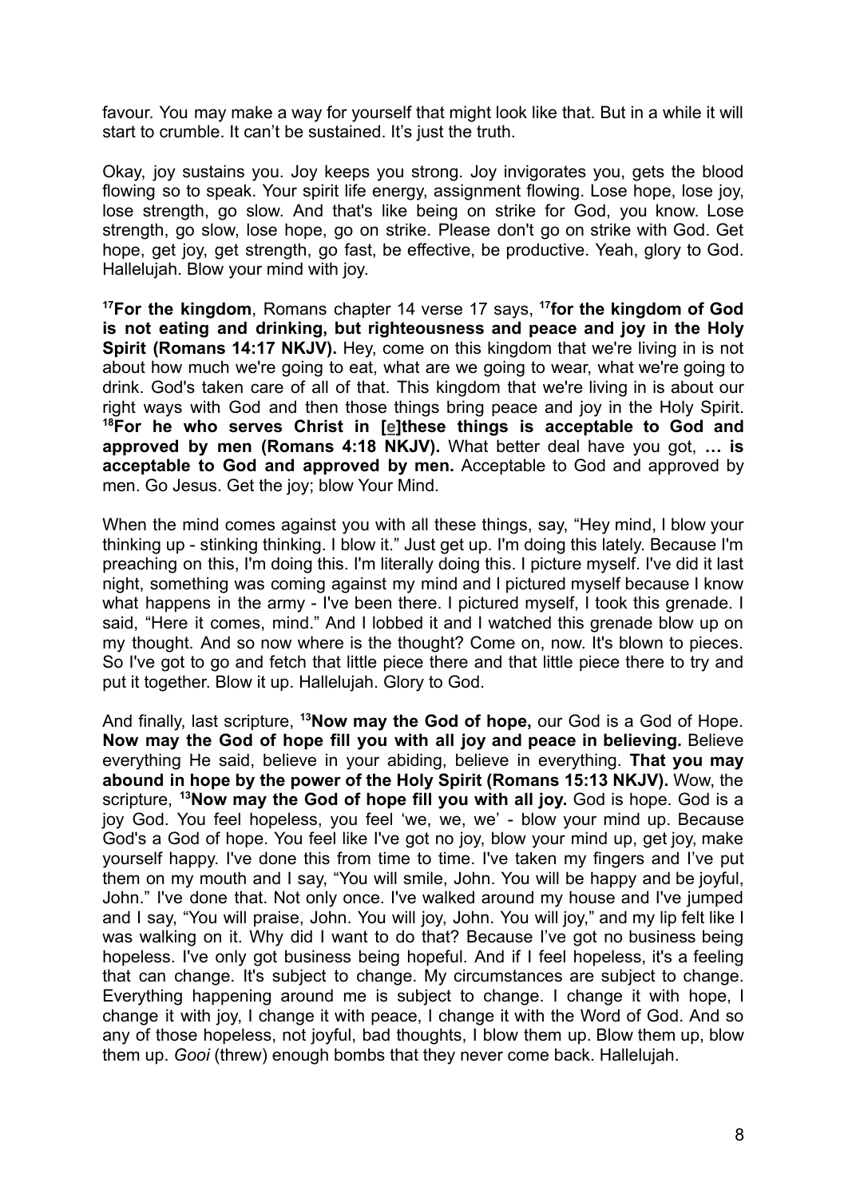favour. You may make a way for yourself that might look like that. But in a while it will start to crumble. It can't be sustained. It's just the truth.

Okay, joy sustains you. Joy keeps you strong. Joy invigorates you, gets the blood flowing so to speak. Your spirit life energy, assignment flowing. Lose hope, lose joy, lose strength, go slow. And that's like being on strike for God, you know. Lose strength, go slow, lose hope, go on strike. Please don't go on strike with God. Get hope, get joy, get strength, go fast, be effective, be productive. Yeah, glory to God. Hallelujah. Blow your mind with joy.

**[17]For the kingdom**, Romans chapter 14 verse 17 says, **[17]for the kingdom of God is not eating and drinking, but righteousness and peace and joy in the Holy Spirit (Romans 14:17 NKJV).** Hey, come on this kingdom that we're living in is not about how much we're going to eat, what are we going to wear, what we're going to drink. God's taken care of all of that. This kingdom that we're living in is about our right ways with God and then those things bring peace and joy in the Holy Spirit. **[18]For he who serves Christ in [e]these things is acceptable to God and approved by men (Romans 4:18 NKJV).** What better deal have you got, **… is acceptable to God and approved by men.** Acceptable to God and approved by men. Go Jesus. Get the joy; blow Your Mind.

When the mind comes against you with all these things, say, "Hey mind, I blow your thinking up - stinking thinking. I blow it." Just get up. I'm doing this lately. Because I'm preaching on this, I'm doing this. I'm literally doing this. I picture myself. I've did it last night, something was coming against my mind and I pictured myself because I know what happens in the army - I've been there. I pictured myself, I took this grenade. I said, "Here it comes, mind." And I lobbed it and I watched this grenade blow up on my thought. And so now where is the thought? Come on, now. It's blown to pieces. So I've got to go and fetch that little piece there and that little piece there to try and put it together. Blow it up. Hallelujah. Glory to God.

And finally, last scripture, **[13]Now may the God of hope,** our God is a God of Hope. **Now may the God of hope fill you with all joy and peace in believing.** Believe everything He said, believe in your abiding, believe in everything. **That you may abound in hope by the power of the Holy Spirit (Romans 15:13 NKJV).** Wow, the scripture, **[13]Now may the God of hope fill you with all joy.** God is hope. God is a joy God. You feel hopeless, you feel 'we, we, we' - blow your mind up. Because God's a God of hope. You feel like I've got no joy, blow your mind up, get joy, make yourself happy. I've done this from time to time. I've taken my fingers and I've put them on my mouth and I say, "You will smile, John. You will be happy and be joyful, John." I've done that. Not only once. I've walked around my house and I've jumped and I say, "You will praise, John. You will joy, John. You will joy," and my lip felt like I was walking on it. Why did I want to do that? Because I've got no business being hopeless. I've only got business being hopeful. And if I feel hopeless, it's a feeling that can change. It's subject to change. My circumstances are subject to change. Everything happening around me is subject to change. I change it with hope, I change it with joy, I change it with peace, I change it with the Word of God. And so any of those hopeless, not joyful, bad thoughts, I blow them up. Blow them up, blow them up. *Gooi* (threw) enough bombs that they never come back. Hallelujah.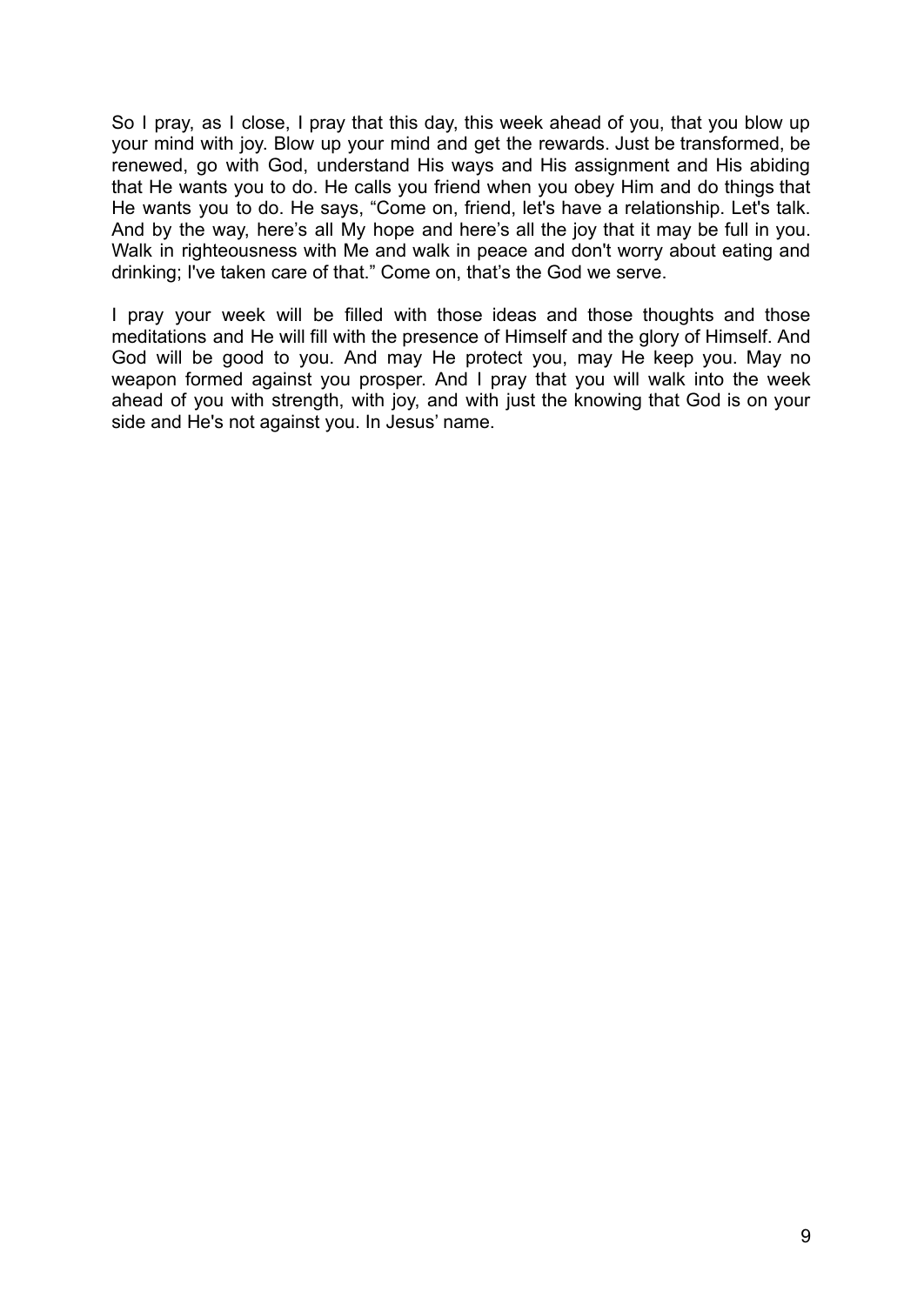So I pray, as I close, I pray that this day, this week ahead of you, that you blow up your mind with joy. Blow up your mind and get the rewards. Just be transformed, be renewed, go with God, understand His ways and His assignment and His abiding that He wants you to do. He calls you friend when you obey Him and do things that He wants you to do. He says, “Come on, friend, let's have a relationship. Let's talk. And by the way, here’s all My hope and here’s all the joy that it may be full in you. Walk in righteousness with Me and walk in peace and don't worry about eating and drinking; I've taken care of that.” Come on, that’s the God we serve.

I pray your week will be filled with those ideas and those thoughts and those meditations and He will fill with the presence of Himself and the glory of Himself. And God will be good to you. And may He protect you, may He keep you. May no weapon formed against you prosper. And I pray that you will walk into the week ahead of you with strength, with joy, and with just the knowing that God is on your side and He's not against you. In Jesus’ name.